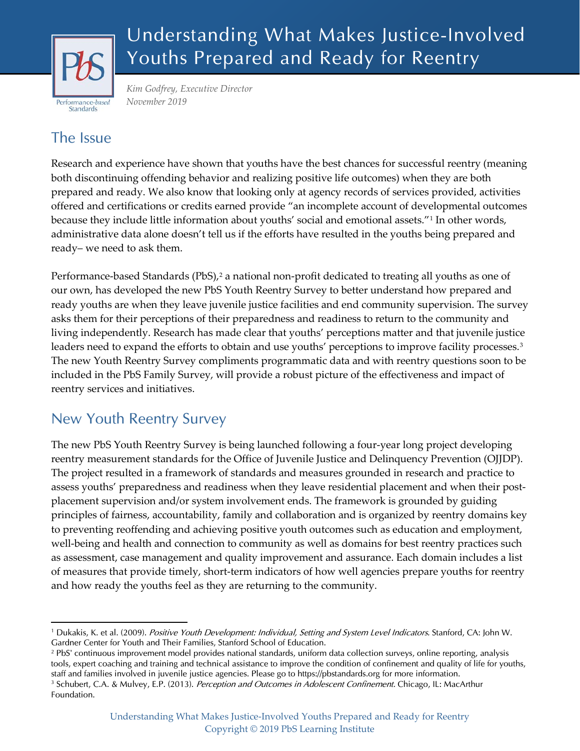# Understanding What Makes Justice-Involved Youths Prepared and Ready for Reentry

*Kim Godfrey, Executive Director*
*November 2019*

## The Issue

Research and experience have shown that youths have the best chances for successful reentry (meaning both discontinuing offending behavior and realizing positive life outcomes) when they are both prepared and ready. We also know that looking only at agency records of services provided, activities offered and certifications or credits earned provide "an incomplete account of developmental outcomes because they include little information about youths' social and emotional assets."[1] In other words, administrative data alone doesn't tell us if the efforts have resulted in the youths being prepared and ready– we need to ask them.

Performance-based Standards (PbS),[2] a national non-profit dedicated to treating all youths as one of our own, has developed the new PbS Youth Reentry Survey to better understand how prepared and ready youths are when they leave juvenile justice facilities and end community supervision. The survey asks them for their perceptions of their preparedness and readiness to return to the community and living independently. Research has made clear that youths' perceptions matter and that juvenile justice leaders need to expand the efforts to obtain and use youths' perceptions to improve facility processes.[3] The new Youth Reentry Survey compliments programmatic data and with reentry questions soon to be included in the PbS Family Survey, will provide a robust picture of the effectiveness and impact of reentry services and initiatives.

## New Youth Reentry Survey

The new PbS Youth Reentry Survey is being launched following a four-year long project developing reentry measurement standards for the Office of Juvenile Justice and Delinquency Prevention (OJJDP). The project resulted in a framework of standards and measures grounded in research and practice to assess youths' preparedness and readiness when they leave residential placement and when their post-placement supervision and/or system involvement ends. The framework is grounded by guiding principles of fairness, accountability, family and collaboration and is organized by reentry domains key to preventing reoffending and achieving positive youth outcomes such as education and employment, well-being and health and connection to community as well as domains for best reentry practices such as assessment, case management and quality improvement and assurance. Each domain includes a list of measures that provide timely, short-term indicators of how well agencies prepare youths for reentry and how ready the youths feel as they are returning to the community.

---

[1] Dukakis, K. et al. (2009). *Positive Youth Development: Individual, Setting and System Level Indicators.* Stanford, CA: John W. Gardner Center for Youth and Their Families, Stanford School of Education.

[2] PbS' continuous improvement model provides national standards, uniform data collection surveys, online reporting, analysis tools, expert coaching and training and technical assistance to improve the condition of confinement and quality of life for youths, staff and families involved in juvenile justice agencies. Please go to https://pbstandards.org for more information.

[3] Schubert, C.A. & Mulvey, E.P. (2013). *Perception and Outcomes in Adolescent Confinement.* Chicago, IL: MacArthur Foundation.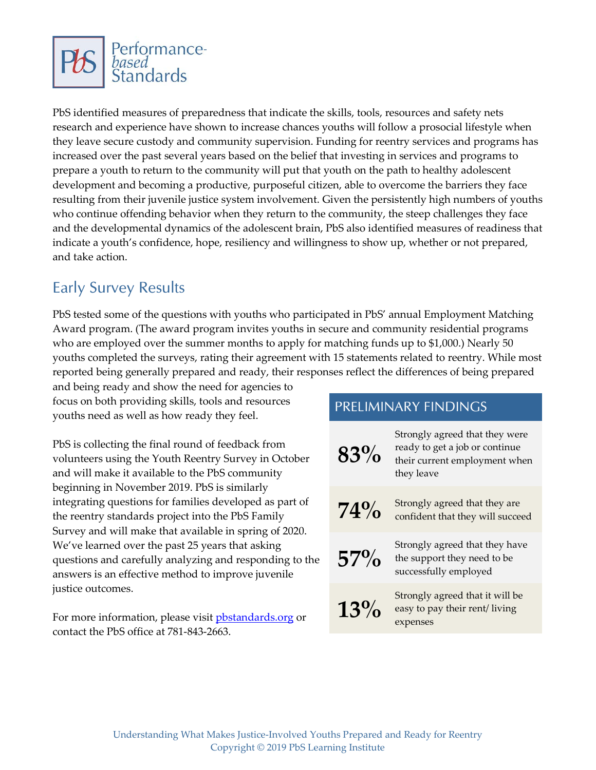PbS Performance-based Standards

PbS identified measures of preparedness that indicate the skills, tools, resources and safety nets research and experience have shown to increase chances youths will follow a prosocial lifestyle when they leave secure custody and community supervision. Funding for reentry services and programs has increased over the past several years based on the belief that investing in services and programs to prepare a youth to return to the community will put that youth on the path to healthy adolescent development and becoming a productive, purposeful citizen, able to overcome the barriers they face resulting from their juvenile justice system involvement. Given the persistently high numbers of youths who continue offending behavior when they return to the community, the steep challenges they face and the developmental dynamics of the adolescent brain, PbS also identified measures of readiness that indicate a youth's confidence, hope, resiliency and willingness to show up, whether or not prepared, and take action.

## Early Survey Results

PbS tested some of the questions with youths who participated in PbS' annual Employment Matching Award program. (The award program invites youths in secure and community residential programs who are employed over the summer months to apply for matching funds up to $1,000.) Nearly 50 youths completed the surveys, rating their agreement with 15 statements related to reentry. While most reported being generally prepared and ready, their responses reflect the differences of being prepared and being ready and show the need for agencies to focus on both providing skills, tools and resources youths need as well as how ready they feel.

PbS is collecting the final round of feedback from volunteers using the Youth Reentry Survey in October and will make it available to the PbS community beginning in November 2019. PbS is similarly integrating questions for families developed as part of the reentry standards project into the PbS Family Survey and will make that available in spring of 2020. We've learned over the past 25 years that asking questions and carefully analyzing and responding to the answers is an effective method to improve juvenile justice outcomes.

For more information, please visit pbstandards.org or contact the PbS office at 781-843-2663.

### PRELIMINARY FINDINGS

| | |
|---|---|
| **83%** | Strongly agreed that they were ready to get a job or continue their current employment when they leave |
| **74%** | Strongly agreed that they are confident that they will succeed |
| **57%** | Strongly agreed that they have the support they need to be successfully employed |
| **13%** | Strongly agreed that it will be easy to pay their rent/ living expenses |